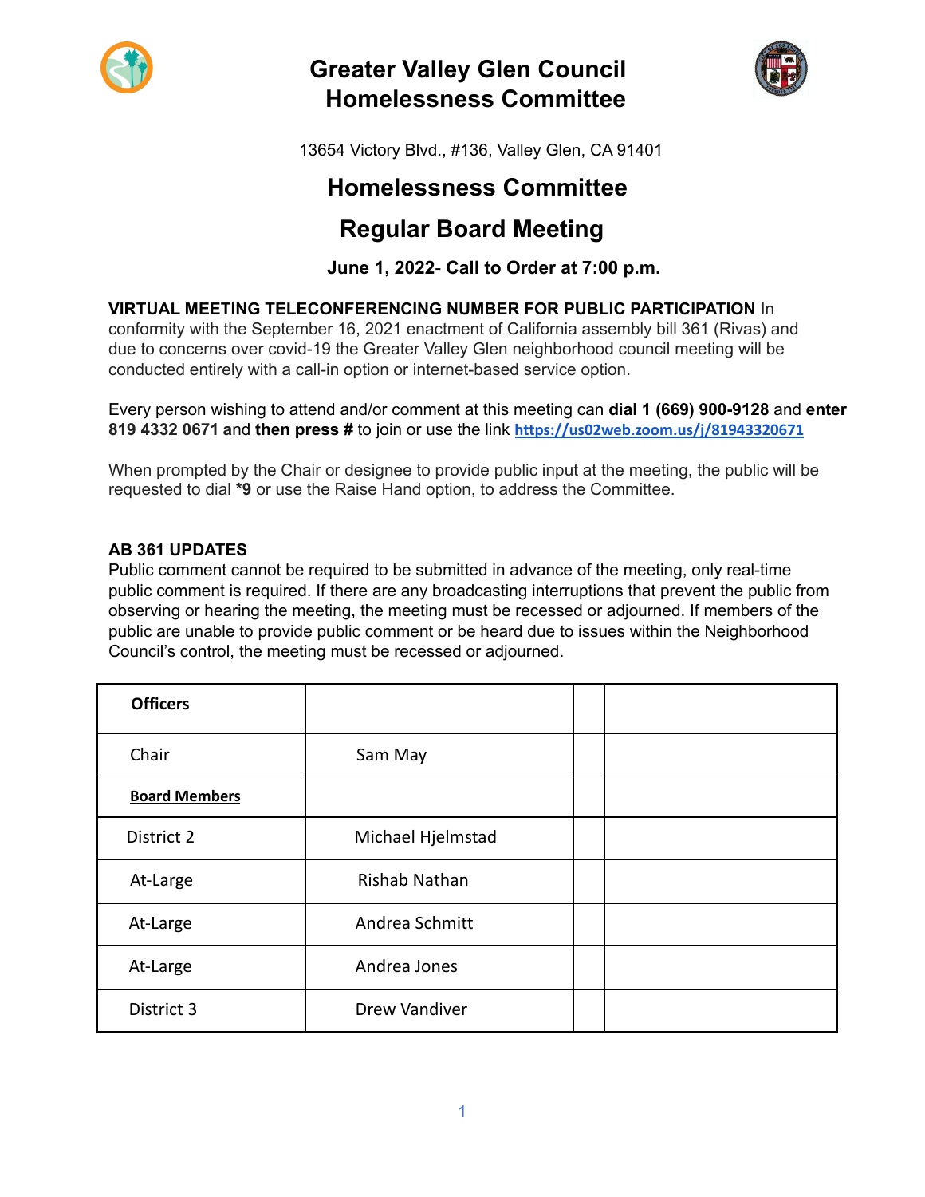# Greater Valley Glen Council
# Homelessness Committee

13654 Victory Blvd., #136, Valley Glen, CA 91401

## Homelessness Committee

## Regular Board Meeting

**June 1, 2022- Call to Order at 7:00 p.m.**

**VIRTUAL MEETING TELECONFERENCING NUMBER FOR PUBLIC PARTICIPATION** In conformity with the September 16, 2021 enactment of California assembly bill 361 (Rivas) and due to concerns over covid-19 the Greater Valley Glen neighborhood council meeting will be conducted entirely with a call-in option or internet-based service option.

Every person wishing to attend and/or comment at this meeting can **dial 1 (669) 900-9128** and **enter 819 4332 0671** and **then press #** to join or use the link **https://us02web.zoom.us/j/81943320671**

When prompted by the Chair or designee to provide public input at the meeting, the public will be requested to dial ***9** or use the Raise Hand option, to address the Committee.

**AB 361 UPDATES**

Public comment cannot be required to be submitted in advance of the meeting, only real-time public comment is required. If there are any broadcasting interruptions that prevent the public from observing or hearing the meeting, the meeting must be recessed or adjourned. If members of the public are unable to provide public comment or be heard due to issues within the Neighborhood Council's control, the meeting must be recessed or adjourned.

| **Officers** | | | |
|---|---|---|---|
| Chair | Sam May | | |
| **Board Members** | | | |
| District 2 | Michael Hjelmstad | | |
| At-Large | Rishab Nathan | | |
| At-Large | Andrea Schmitt | | |
| At-Large | Andrea Jones | | |
| District 3 | Drew Vandiver | | |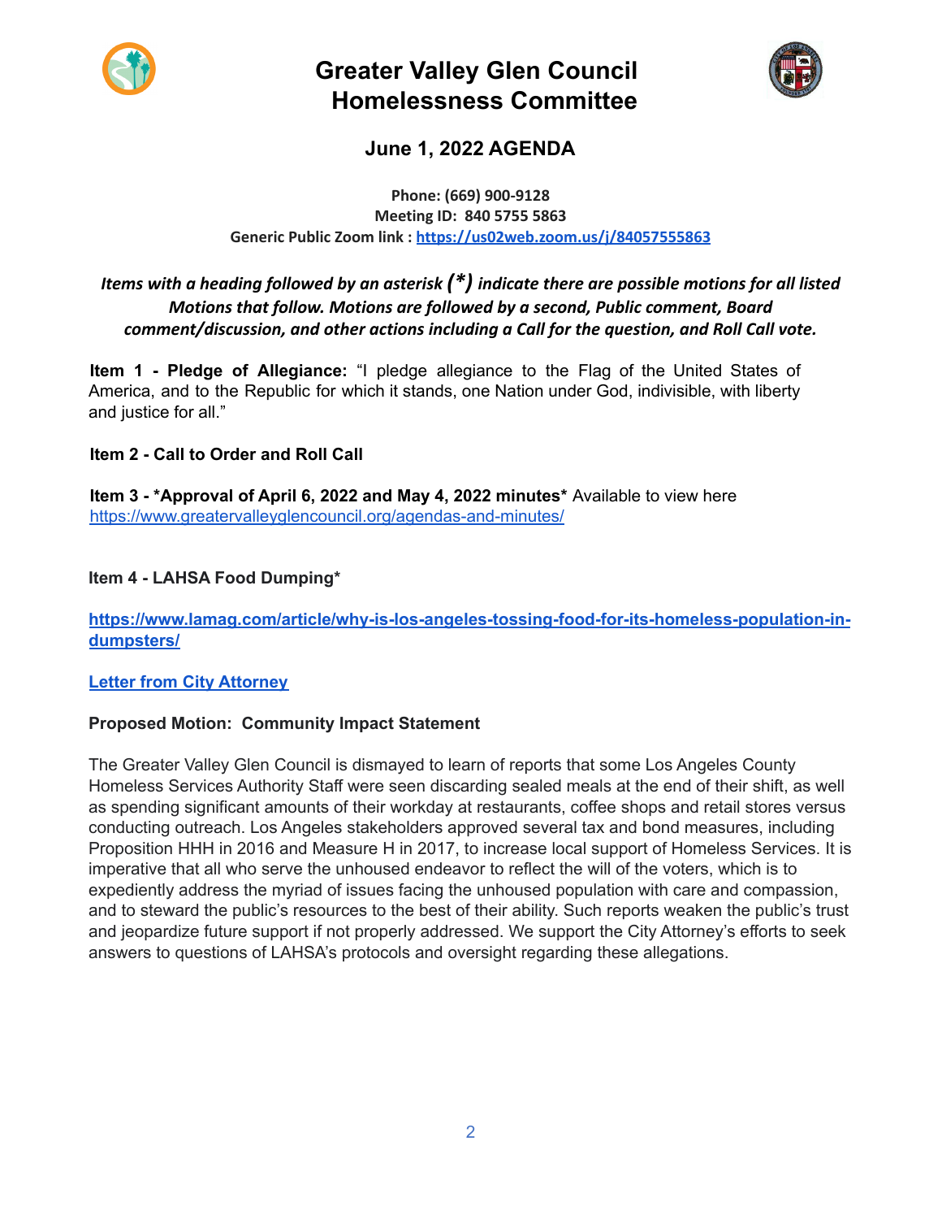# Greater Valley Glen Council
# Homelessness Committee

## June 1, 2022 AGENDA

**Phone: (669) 900-9128**
**Meeting ID: 840 5755 5863**
**Generic Public Zoom link : [https://us02web.zoom.us/j/84057555863](https://us02web.zoom.us/j/84057555863)**

***Items with a heading followed by an asterisk (*) indicate there are possible motions for all listed Motions that follow. Motions are followed by a second, Public comment, Board comment/discussion, and other actions including a Call for the question, and Roll Call vote.***

**Item 1 - Pledge of Allegiance:** "I pledge allegiance to the Flag of the United States of America, and to the Republic for which it stands, one Nation under God, indivisible, with liberty and justice for all."

**Item 2 - Call to Order and Roll Call**

**Item 3 - *Approval of April 6, 2022 and May 4, 2022 minutes*** Available to view here [https://www.greatervalleyglencouncil.org/agendas-and-minutes/](https://www.greatervalleyglencouncil.org/agendas-and-minutes/)

**Item 4 - LAHSA Food Dumping***

**[https://www.lamag.com/article/why-is-los-angeles-tossing-food-for-its-homeless-population-in-dumpsters/](https://www.lamag.com/article/why-is-los-angeles-tossing-food-for-its-homeless-population-in-dumpsters/)**

**Letter from City Attorney**

**Proposed Motion: Community Impact Statement**

The Greater Valley Glen Council is dismayed to learn of reports that some Los Angeles County Homeless Services Authority Staff were seen discarding sealed meals at the end of their shift, as well as spending significant amounts of their workday at restaurants, coffee shops and retail stores versus conducting outreach. Los Angeles stakeholders approved several tax and bond measures, including Proposition HHH in 2016 and Measure H in 2017, to increase local support of Homeless Services. It is imperative that all who serve the unhoused endeavor to reflect the will of the voters, which is to expediently address the myriad of issues facing the unhoused population with care and compassion, and to steward the public's resources to the best of their ability. Such reports weaken the public's trust and jeopardize future support if not properly addressed. We support the City Attorney's efforts to seek answers to questions of LAHSA's protocols and oversight regarding these allegations.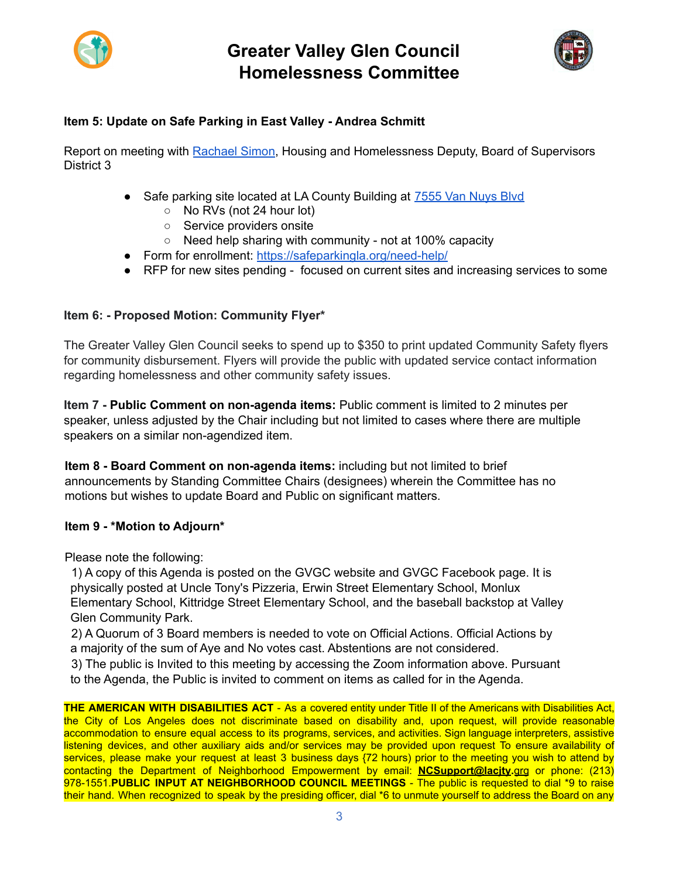# Greater Valley Glen Council Homelessness Committee

**Item 5: Update on Safe Parking in East Valley - Andrea Schmitt**

Report on meeting with Rachael Simon, Housing and Homelessness Deputy, Board of Supervisors District 3

- Safe parking site located at LA County Building at 7555 Van Nuys Blvd
  - No RVs (not 24 hour lot)
  - Service providers onsite
  - Need help sharing with community - not at 100% capacity
- Form for enrollment: https://safeparkingla.org/need-help/
- RFP for new sites pending - focused on current sites and increasing services to some

**Item 6: - Proposed Motion: Community Flyer***

The Greater Valley Glen Council seeks to spend up to $350 to print updated Community Safety flyers for community disbursement. Flyers will provide the public with updated service contact information regarding homelessness and other community safety issues.

**Item 7 - Public Comment on non-agenda items:** Public comment is limited to 2 minutes per speaker, unless adjusted by the Chair including but not limited to cases where there are multiple speakers on a similar non-agendized item.

**Item 8 - Board Comment on non-agenda items:** including but not limited to brief announcements by Standing Committee Chairs (designees) wherein the Committee has no motions but wishes to update Board and Public on significant matters.

**Item 9 - *Motion to Adjourn***

Please note the following:

1) A copy of this Agenda is posted on the GVGC website and GVGC Facebook page. It is physically posted at Uncle Tony's Pizzeria, Erwin Street Elementary School, Monlux Elementary School, Kittridge Street Elementary School, and the baseball backstop at Valley Glen Community Park.
2) A Quorum of 3 Board members is needed to vote on Official Actions. Official Actions by a majority of the sum of Aye and No votes cast. Abstentions are not considered.
3) The public is Invited to this meeting by accessing the Zoom information above. Pursuant to the Agenda, the Public is invited to comment on items as called for in the Agenda.

**THE AMERICAN WITH DISABILITIES ACT** - As a covered entity under Title II of the Americans with Disabilities Act, the City of Los Angeles does not discriminate based on disability and, upon request, will provide reasonable accommodation to ensure equal access to its programs, services, and activities. Sign language interpreters, assistive listening devices, and other auxiliary aids and/or services may be provided upon request To ensure availability of services, please make your request at least 3 business days {72 hours) prior to the meeting you wish to attend by contacting the Department of Neighborhood Empowerment by email: **NCSupport@lacity.org** or phone: (213) 978-1551.**PUBLIC INPUT AT NEIGHBORHOOD COUNCIL MEETINGS** - The public is requested to dial *9 to raise their hand. When recognized to speak by the presiding officer, dial *6 to unmute yourself to address the Board on any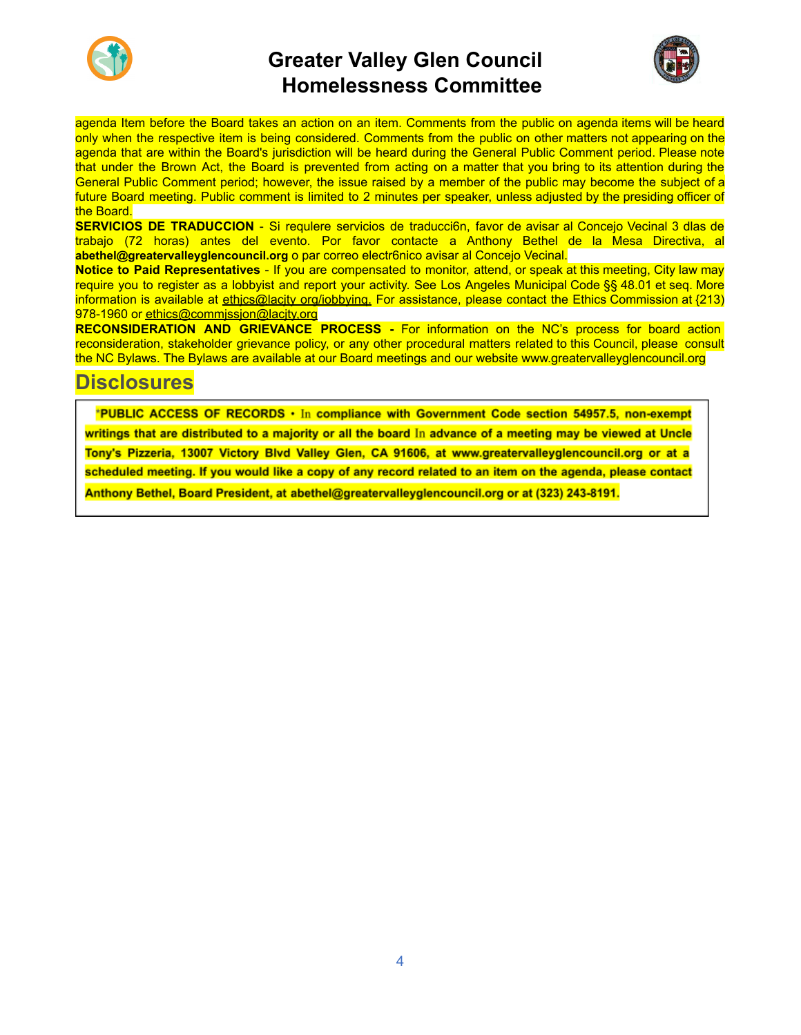agenda Item before the Board takes an action on an item. Comments from the public on agenda items will be heard only when the respective item is being considered. Comments from the public on other matters not appearing on the agenda that are within the Board's jurisdiction will be heard during the General Public Comment period. Please note that under the Brown Act, the Board is prevented from acting on a matter that you bring to its attention during the General Public Comment period; however, the issue raised by a member of the public may become the subject of a future Board meeting. Public comment is limited to 2 minutes per speaker, unless adjusted by the presiding officer of the Board.

**SERVICIOS DE TRADUCCION** - Si requlere servicios de traducci6n, favor de avisar al Concejo Vecinal 3 dlas de trabajo (72 horas) antes del evento. Por favor contacte a Anthony Bethel de la Mesa Directiva, al **abethel@greatervalleyglencouncil.org** o par correo electr6nico avisar al Concejo Vecinal.

**Notice to Paid Representatives** - If you are compensated to monitor, attend, or speak at this meeting, City law may require you to register as a lobbyist and report your activity. See Los Angeles Municipal Code §§ 48.01 et seq. More information is available at ethjcs@lacjty org/iobbying. For assistance, please contact the Ethics Commission at {213) 978-1960 or ethics@commjssjon@lacjty.org

**RECONSIDERATION AND GRIEVANCE PROCESS -** For information on the NC's process for board action reconsideration, stakeholder grievance policy, or any other procedural matters related to this Council, please consult the NC Bylaws. The Bylaws are available at our Board meetings and our website www.greatervalleyglencouncil.org

## Disclosures

**\*PUBLIC ACCESS OF RECORDS • In compliance with Government Code section 54957.5, non-exempt writings that are distributed to a majority or all the board In advance of a meeting may be viewed at Uncle Tony's Pizzeria, 13007 Victory Blvd Valley Glen, CA 91606, at www.greatervalleyglencouncil.org or at a scheduled meeting. If you would like a copy of any record related to an item on the agenda, please contact Anthony Bethel, Board President, at abethel@greatervalleyglencouncil.org or at (323) 243-8191.**